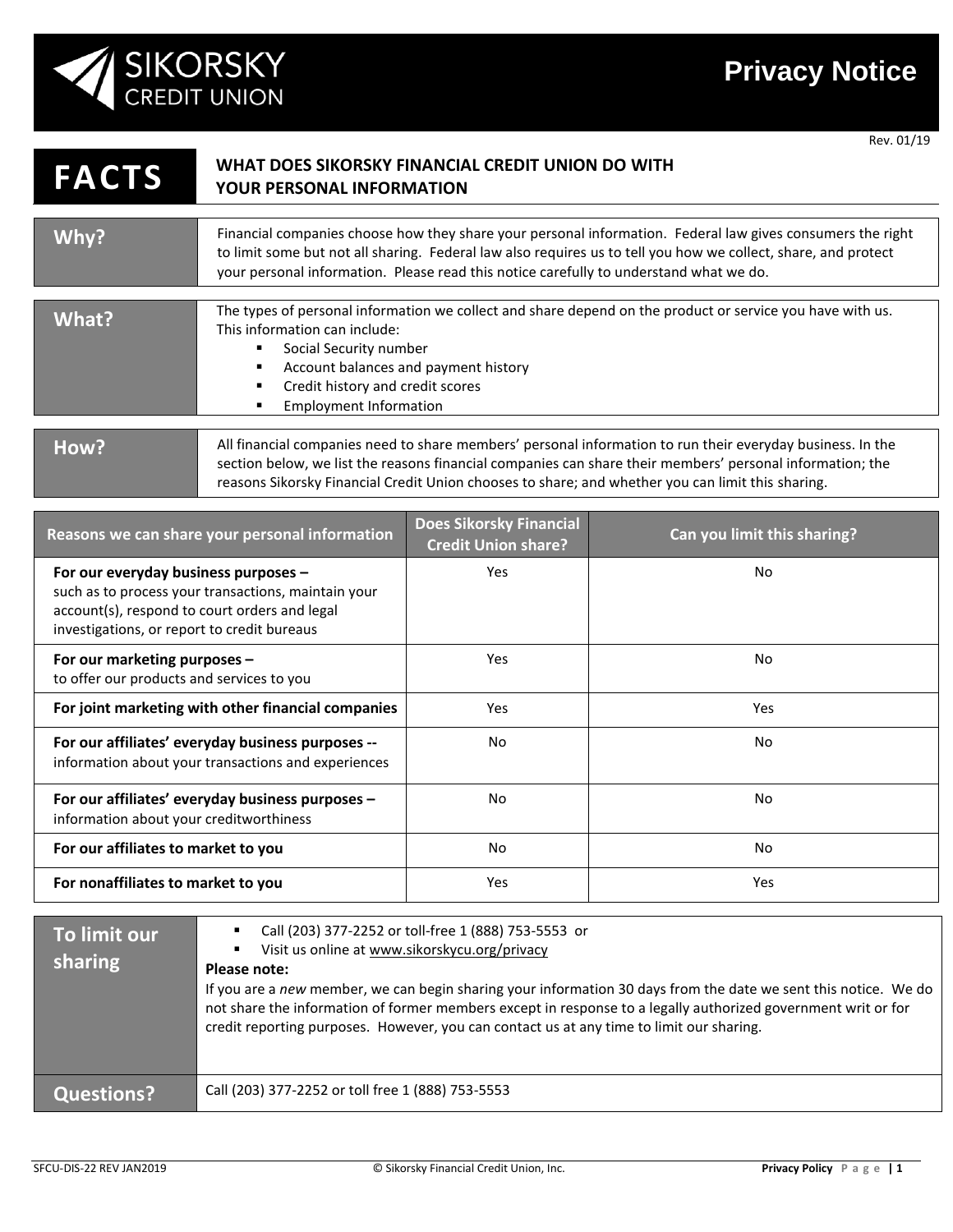# SIKORSKY CREDIT UNION

# Privacy Notice

Rev. 01/19

## FACTS — WHAT DOES SIKORSKY FINANCIAL CREDIT UNION DO WITH YOUR PERSONAL INFORMATION

| | |
|---|---|
| **Why?** | Financial companies choose how they share your personal information. Federal law gives consumers the right to limit some but not all sharing. Federal law also requires us to tell you how we collect, share, and protect your personal information. Please read this notice carefully to understand what we do. |
| **What?** | The types of personal information we collect and share depend on the product or service you have with us. This information can include: <br> ▪ Social Security number <br> ▪ Account balances and payment history <br> ▪ Credit history and credit scores <br> ▪ Employment Information |
| **How?** | All financial companies need to share members' personal information to run their everyday business. In the section below, we list the reasons financial companies can share their members' personal information; the reasons Sikorsky Financial Credit Union chooses to share; and whether you can limit this sharing. |

| Reasons we can share your personal information | Does Sikorsky Financial Credit Union share? | Can you limit this sharing? |
|---|---|---|
| **For our everyday business purposes –** such as to process your transactions, maintain your account(s), respond to court orders and legal investigations, or report to credit bureaus | Yes | No |
| **For our marketing purposes –** to offer our products and services to you | Yes | No |
| **For joint marketing with other financial companies** | Yes | Yes |
| **For our affiliates' everyday business purposes --** information about your transactions and experiences | No | No |
| **For our affiliates' everyday business purposes –** information about your creditworthiness | No | No |
| **For our affiliates to market to you** | No | No |
| **For nonaffiliates to market to you** | Yes | Yes |

| | |
|---|---|
| **To limit our sharing** | ▪ Call (203) 377-2252 or toll-free 1 (888) 753-5553 or <br> ▪ Visit us online at www.sikorskycu.org/privacy <br> **Please note:** <br> If you are a *new* member, we can begin sharing your information 30 days from the date we sent this notice. We do not share the information of former members except in response to a legally authorized government writ or for credit reporting purposes. However, you can contact us at any time to limit our sharing. |
| **Questions?** | Call (203) 377-2252 or toll free 1 (888) 753-5553 |

SFCU-DIS-22 REV JAN2019 © Sikorsky Financial Credit Union, Inc.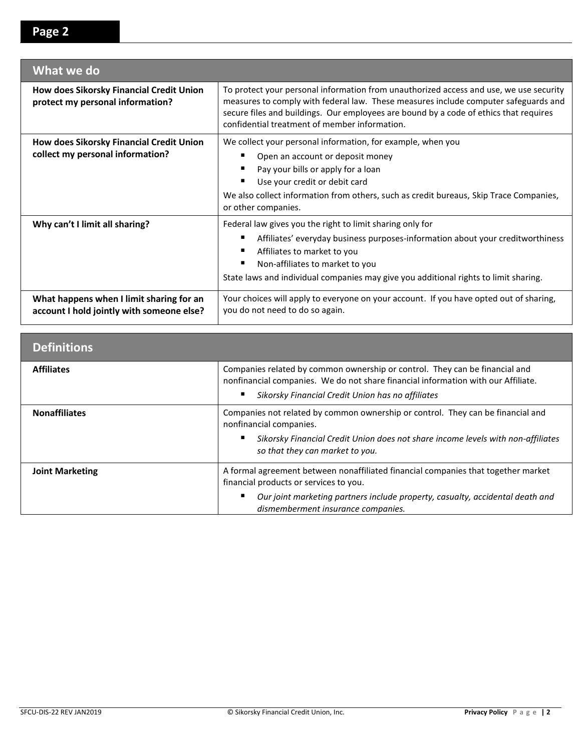| What we do | |
|---|---|
| **How does Sikorsky Financial Credit Union protect my personal information?** | To protect your personal information from unauthorized access and use, we use security measures to comply with federal law. These measures include computer safeguards and secure files and buildings. Our employees are bound by a code of ethics that requires confidential treatment of member information. |
| **How does Sikorsky Financial Credit Union collect my personal information?** | We collect your personal information, for example, when you<br>▪ Open an account or deposit money<br>▪ Pay your bills or apply for a loan<br>▪ Use your credit or debit card<br>We also collect information from others, such as credit bureaus, Skip Trace Companies, or other companies. |
| **Why can't I limit all sharing?** | Federal law gives you the right to limit sharing only for<br>▪ Affiliates' everyday business purposes-information about your creditworthiness<br>▪ Affiliates to market to you<br>▪ Non-affiliates to market to you<br>State laws and individual companies may give you additional rights to limit sharing. |
| **What happens when I limit sharing for an account I hold jointly with someone else?** | Your choices will apply to everyone on your account. If you have opted out of sharing, you do not need to do so again. |

| Definitions | |
|---|---|
| **Affiliates** | Companies related by common ownership or control. They can be financial and nonfinancial companies. We do not share financial information with our Affiliate.<br>▪ *Sikorsky Financial Credit Union has no affiliates* |
| **Nonaffiliates** | Companies not related by common ownership or control. They can be financial and nonfinancial companies.<br>▪ *Sikorsky Financial Credit Union does not share income levels with non-affiliates so that they can market to you.* |
| **Joint Marketing** | A formal agreement between nonaffiliated financial companies that together market financial products or services to you.<br>▪ *Our joint marketing partners include property, casualty, accidental death and dismemberment insurance companies.* |

SFCU-DIS-22 REV JAN2019 © Sikorsky Financial Credit Union, Inc.